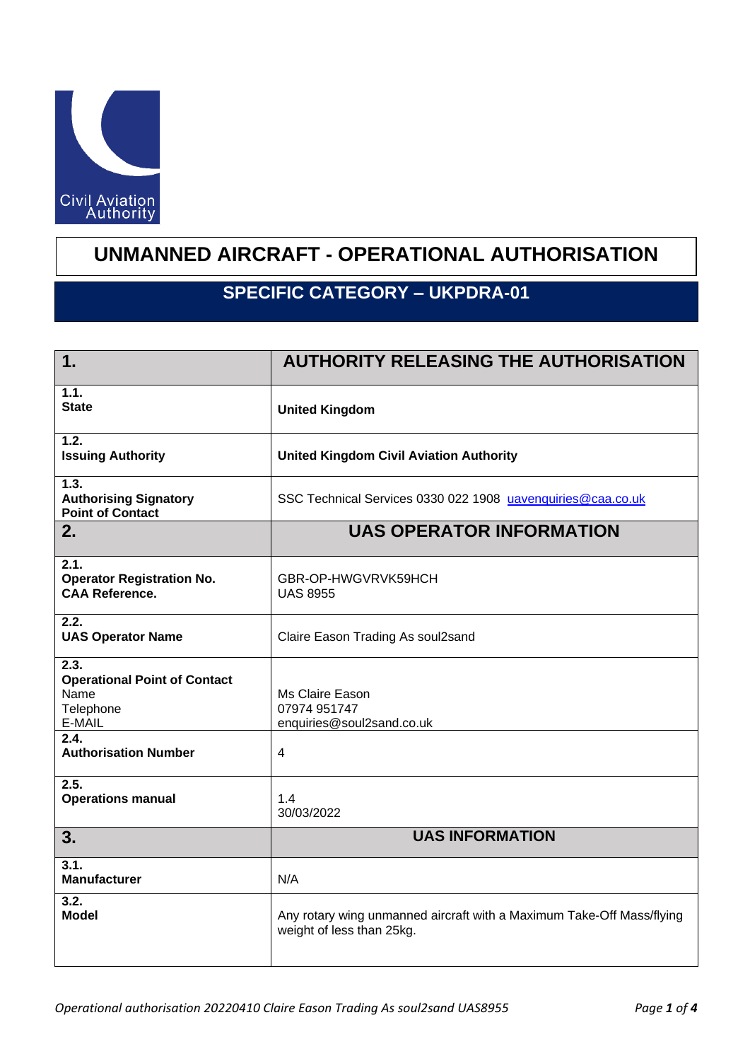Civil Aviation Authority

# UNMANNED AIRCRAFT - OPERATIONAL AUTHORISATION

## SPECIFIC CATEGORY – UKPDRA-01

| **1.** | **AUTHORITY RELEASING THE AUTHORISATION** |
|---|---|
| **1.1.**<br>**State** | **United Kingdom** |
| **1.2.**<br>**Issuing Authority** | **United Kingdom Civil Aviation Authority** |
| **1.3.**<br>**Authorising Signatory Point of Contact** | SSC Technical Services 0330 022 1908 uavenquiries@caa.co.uk |
| **2.** | **UAS OPERATOR INFORMATION** |
| **2.1.**<br>**Operator Registration No.**<br>**CAA Reference.** | GBR-OP-HWGVRVK59HCH<br>UAS 8955 |
| **2.2.**<br>**UAS Operator Name** | Claire Eason Trading As soul2sand |
| **2.3.**<br>**Operational Point of Contact**<br>Name<br>Telephone<br>E-MAIL | Ms Claire Eason<br>07974 951747<br>enquiries@soul2sand.co.uk |
| **2.4.**<br>**Authorisation Number** | 4 |
| **2.5.**<br>**Operations manual** | 1.4<br>30/03/2022 |
| **3.** | **UAS INFORMATION** |
| **3.1.**<br>**Manufacturer** | N/A |
| **3.2.**<br>**Model** | Any rotary wing unmanned aircraft with a Maximum Take-Off Mass/flying weight of less than 25kg. |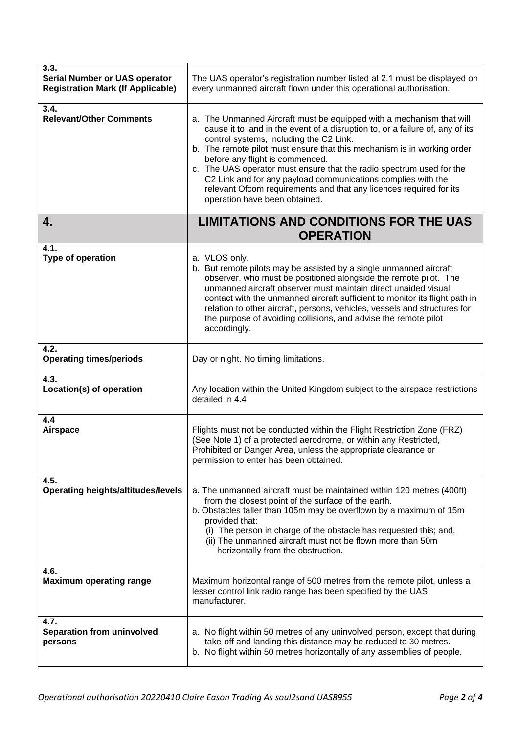| | |
|---|---|
| **3.3.**<br>**Serial Number or UAS operator Registration Mark (If Applicable)** | The UAS operator's registration number listed at 2.1 must be displayed on every unmanned aircraft flown under this operational authorisation. |
| **3.4.**<br>**Relevant/Other Comments** | a. The Unmanned Aircraft must be equipped with a mechanism that will cause it to land in the event of a disruption to, or a failure of, any of its control systems, including the C2 Link.<br>b. The remote pilot must ensure that this mechanism is in working order before any flight is commenced.<br>c. The UAS operator must ensure that the radio spectrum used for the C2 Link and for any payload communications complies with the relevant Ofcom requirements and that any licences required for its operation have been obtained. |
| **4.** | **LIMITATIONS AND CONDITIONS FOR THE UAS OPERATION** |
| **4.1.**<br>**Type of operation** | a. VLOS only.<br>b. But remote pilots may be assisted by a single unmanned aircraft observer, who must be positioned alongside the remote pilot. The unmanned aircraft observer must maintain direct unaided visual contact with the unmanned aircraft sufficient to monitor its flight path in relation to other aircraft, persons, vehicles, vessels and structures for the purpose of avoiding collisions, and advise the remote pilot accordingly. |
| **4.2.**<br>**Operating times/periods** | Day or night. No timing limitations. |
| **4.3.**<br>**Location(s) of operation** | Any location within the United Kingdom subject to the airspace restrictions detailed in 4.4 |
| **4.4**<br>**Airspace** | Flights must not be conducted within the Flight Restriction Zone (FRZ) (See Note 1) of a protected aerodrome, or within any Restricted, Prohibited or Danger Area, unless the appropriate clearance or permission to enter has been obtained. |
| **4.5.**<br>**Operating heights/altitudes/levels** | a. The unmanned aircraft must be maintained within 120 metres (400ft) from the closest point of the surface of the earth.<br>b. Obstacles taller than 105m may be overflown by a maximum of 15m provided that:<br>(i) The person in charge of the obstacle has requested this; and,<br>(ii) The unmanned aircraft must not be flown more than 50m horizontally from the obstruction. |
| **4.6.**<br>**Maximum operating range** | Maximum horizontal range of 500 metres from the remote pilot, unless a lesser control link radio range has been specified by the UAS manufacturer. |
| **4.7.**<br>**Separation from uninvolved persons** | a. No flight within 50 metres of any uninvolved person, except that during take-off and landing this distance may be reduced to 30 metres.<br>b. No flight within 50 metres horizontally of any assemblies of people. |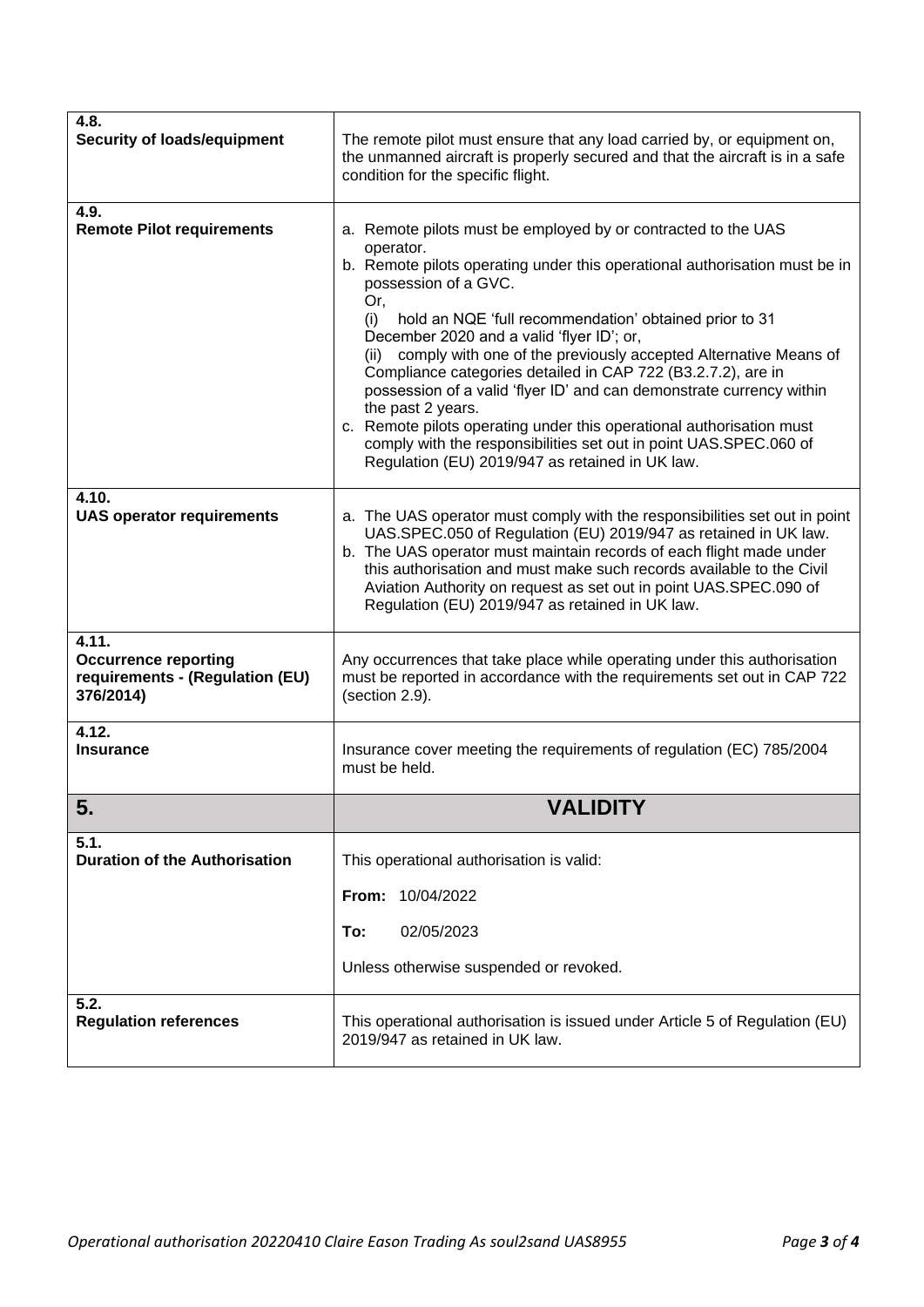| | |
|---|---|
| **4.8.**<br>**Security of loads/equipment** | The remote pilot must ensure that any load carried by, or equipment on, the unmanned aircraft is properly secured and that the aircraft is in a safe condition for the specific flight. |
| **4.9.**<br>**Remote Pilot requirements** | a. Remote pilots must be employed by or contracted to the UAS operator.<br>b. Remote pilots operating under this operational authorisation must be in possession of a GVC.<br>Or,<br>(i) hold an NQE 'full recommendation' obtained prior to 31 December 2020 and a valid 'flyer ID'; or,<br>(ii) comply with one of the previously accepted Alternative Means of Compliance categories detailed in CAP 722 (B3.2.7.2), are in possession of a valid 'flyer ID' and can demonstrate currency within the past 2 years.<br>c. Remote pilots operating under this operational authorisation must comply with the responsibilities set out in point UAS.SPEC.060 of Regulation (EU) 2019/947 as retained in UK law. |
| **4.10.**<br>**UAS operator requirements** | a. The UAS operator must comply with the responsibilities set out in point UAS.SPEC.050 of Regulation (EU) 2019/947 as retained in UK law.<br>b. The UAS operator must maintain records of each flight made under this authorisation and must make such records available to the Civil Aviation Authority on request as set out in point UAS.SPEC.090 of Regulation (EU) 2019/947 as retained in UK law. |
| **4.11.**<br>**Occurrence reporting requirements - (Regulation (EU) 376/2014)** | Any occurrences that take place while operating under this authorisation must be reported in accordance with the requirements set out in CAP 722 (section 2.9). |
| **4.12.**<br>**Insurance** | Insurance cover meeting the requirements of regulation (EC) 785/2004 must be held. |
| **5.** | **VALIDITY** |
| **5.1.**<br>**Duration of the Authorisation** | This operational authorisation is valid:<br>**From:** 10/04/2022<br>**To:** 02/05/2023<br>Unless otherwise suspended or revoked. |
| **5.2.**<br>**Regulation references** | This operational authorisation is issued under Article 5 of Regulation (EU) 2019/947 as retained in UK law. |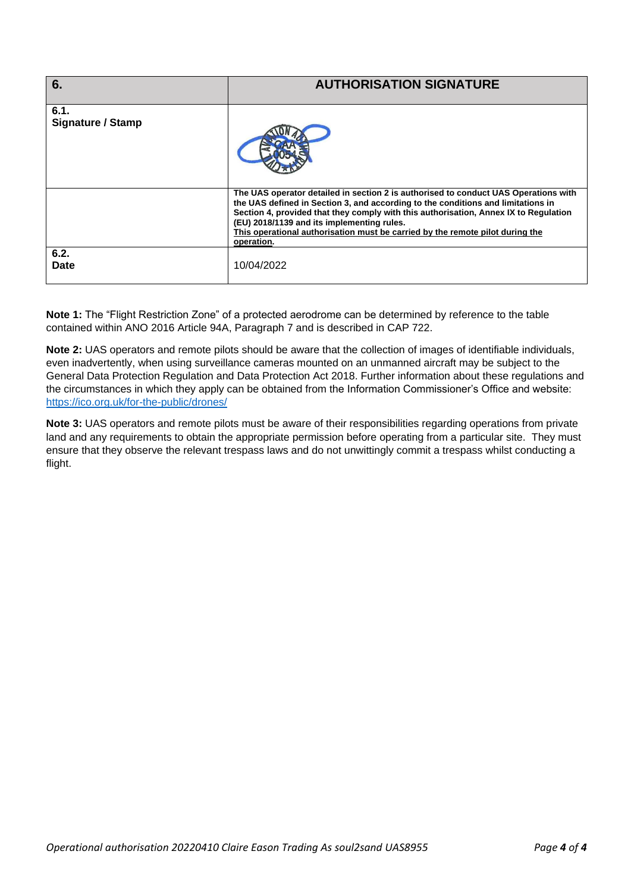| 6. | AUTHORISATION SIGNATURE |
|---|---|
| **6.1. Signature / Stamp** | |
| | **The UAS operator detailed in section 2 is authorised to conduct UAS Operations with the UAS defined in Section 3, and according to the conditions and limitations in Section 4, provided that they comply with this authorisation, Annex IX to Regulation (EU) 2018/1139 and its implementing rules.** **This operational authorisation must be carried by the remote pilot during the operation.** |
| **6.2. Date** | 10/04/2022 |

**Note 1:** The “Flight Restriction Zone” of a protected aerodrome can be determined by reference to the table contained within ANO 2016 Article 94A, Paragraph 7 and is described in CAP 722.

**Note 2:** UAS operators and remote pilots should be aware that the collection of images of identifiable individuals, even inadvertently, when using surveillance cameras mounted on an unmanned aircraft may be subject to the General Data Protection Regulation and Data Protection Act 2018. Further information about these regulations and the circumstances in which they apply can be obtained from the Information Commissioner’s Office and website: https://ico.org.uk/for-the-public/drones/

**Note 3:** UAS operators and remote pilots must be aware of their responsibilities regarding operations from private land and any requirements to obtain the appropriate permission before operating from a particular site. They must ensure that they observe the relevant trespass laws and do not unwittingly commit a trespass whilst conducting a flight.